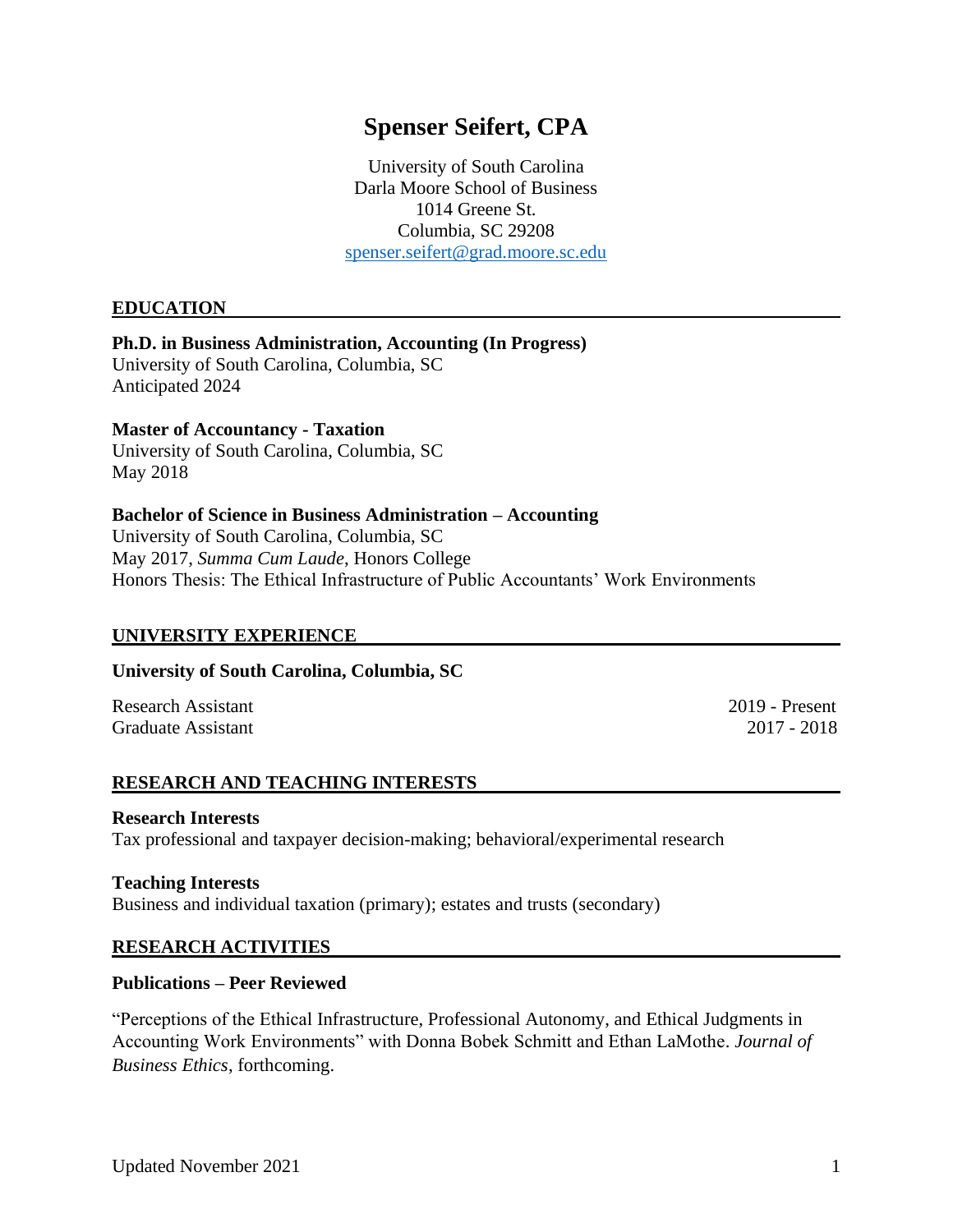# Spenser Seifert, CPA

University of South Carolina
Darla Moore School of Business
1014 Greene St.
Columbia, SC 29208
spenser.seifert@grad.moore.sc.edu

## EDUCATION

**Ph.D. in Business Administration, Accounting (In Progress)**
University of South Carolina, Columbia, SC
Anticipated 2024

**Master of Accountancy - Taxation**
University of South Carolina, Columbia, SC
May 2018

**Bachelor of Science in Business Administration – Accounting**
University of South Carolina, Columbia, SC
May 2017, *Summa Cum Laude*, Honors College
Honors Thesis: The Ethical Infrastructure of Public Accountants' Work Environments

## UNIVERSITY EXPERIENCE

**University of South Carolina, Columbia, SC**

Research Assistant — 2019 - Present
Graduate Assistant — 2017 - 2018

## RESEARCH AND TEACHING INTERESTS

**Research Interests**
Tax professional and taxpayer decision-making; behavioral/experimental research

**Teaching Interests**
Business and individual taxation (primary); estates and trusts (secondary)

## RESEARCH ACTIVITIES

**Publications – Peer Reviewed**

"Perceptions of the Ethical Infrastructure, Professional Autonomy, and Ethical Judgments in Accounting Work Environments" with Donna Bobek Schmitt and Ethan LaMothe. *Journal of Business Ethics*, forthcoming.

Updated November 2021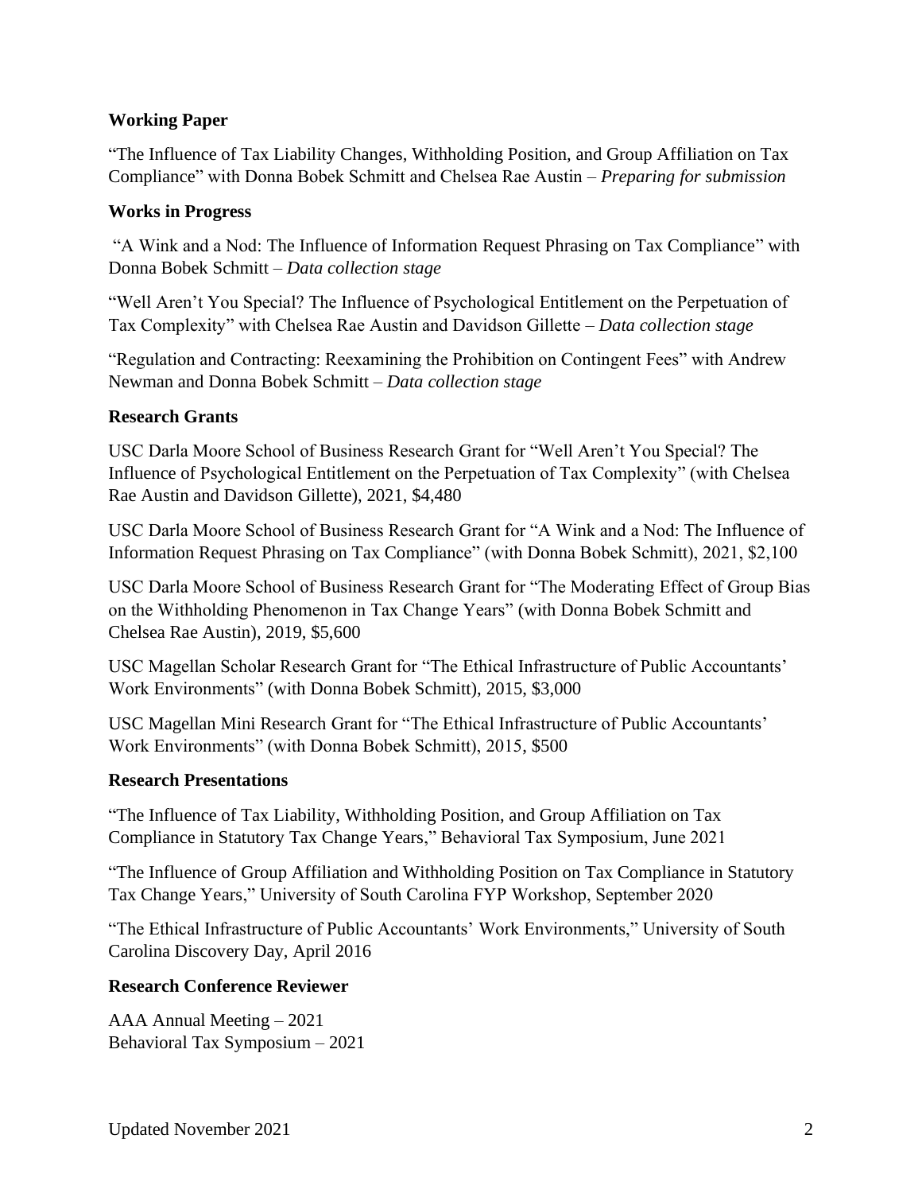**Working Paper**

"The Influence of Tax Liability Changes, Withholding Position, and Group Affiliation on Tax Compliance" with Donna Bobek Schmitt and Chelsea Rae Austin – *Preparing for submission*

**Works in Progress**

"A Wink and a Nod: The Influence of Information Request Phrasing on Tax Compliance" with Donna Bobek Schmitt – *Data collection stage*

"Well Aren't You Special? The Influence of Psychological Entitlement on the Perpetuation of Tax Complexity" with Chelsea Rae Austin and Davidson Gillette – *Data collection stage*

"Regulation and Contracting: Reexamining the Prohibition on Contingent Fees" with Andrew Newman and Donna Bobek Schmitt – *Data collection stage*

**Research Grants**

USC Darla Moore School of Business Research Grant for "Well Aren't You Special? The Influence of Psychological Entitlement on the Perpetuation of Tax Complexity" (with Chelsea Rae Austin and Davidson Gillette), 2021, $4,480

USC Darla Moore School of Business Research Grant for "A Wink and a Nod: The Influence of Information Request Phrasing on Tax Compliance" (with Donna Bobek Schmitt), 2021, $2,100

USC Darla Moore School of Business Research Grant for "The Moderating Effect of Group Bias on the Withholding Phenomenon in Tax Change Years" (with Donna Bobek Schmitt and Chelsea Rae Austin), 2019, $5,600

USC Magellan Scholar Research Grant for "The Ethical Infrastructure of Public Accountants' Work Environments" (with Donna Bobek Schmitt), 2015, $3,000

USC Magellan Mini Research Grant for "The Ethical Infrastructure of Public Accountants' Work Environments" (with Donna Bobek Schmitt), 2015, $500

**Research Presentations**

"The Influence of Tax Liability, Withholding Position, and Group Affiliation on Tax Compliance in Statutory Tax Change Years," Behavioral Tax Symposium, June 2021

"The Influence of Group Affiliation and Withholding Position on Tax Compliance in Statutory Tax Change Years," University of South Carolina FYP Workshop, September 2020

"The Ethical Infrastructure of Public Accountants' Work Environments," University of South Carolina Discovery Day, April 2016

**Research Conference Reviewer**

AAA Annual Meeting – 2021
Behavioral Tax Symposium – 2021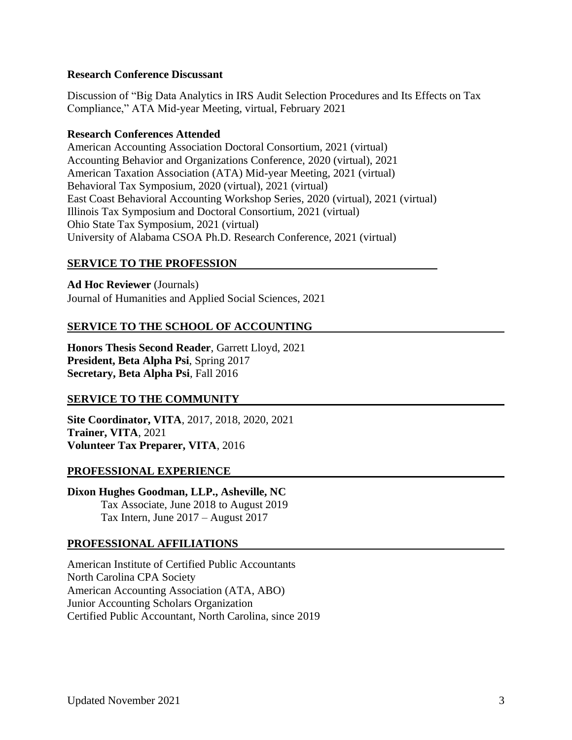**Research Conference Discussant**

Discussion of "Big Data Analytics in IRS Audit Selection Procedures and Its Effects on Tax Compliance," ATA Mid-year Meeting, virtual, February 2021

**Research Conferences Attended**

American Accounting Association Doctoral Consortium, 2021 (virtual)
Accounting Behavior and Organizations Conference, 2020 (virtual), 2021
American Taxation Association (ATA) Mid-year Meeting, 2021 (virtual)
Behavioral Tax Symposium, 2020 (virtual), 2021 (virtual)
East Coast Behavioral Accounting Workshop Series, 2020 (virtual), 2021 (virtual)
Illinois Tax Symposium and Doctoral Consortium, 2021 (virtual)
Ohio State Tax Symposium, 2021 (virtual)
University of Alabama CSOA Ph.D. Research Conference, 2021 (virtual)

## SERVICE TO THE PROFESSION

**Ad Hoc Reviewer** (Journals)
Journal of Humanities and Applied Social Sciences, 2021

## SERVICE TO THE SCHOOL OF ACCOUNTING

**Honors Thesis Second Reader**, Garrett Lloyd, 2021
**President, Beta Alpha Psi**, Spring 2017
**Secretary, Beta Alpha Psi**, Fall 2016

## SERVICE TO THE COMMUNITY

**Site Coordinator, VITA**, 2017, 2018, 2020, 2021
**Trainer, VITA**, 2021
**Volunteer Tax Preparer, VITA**, 2016

## PROFESSIONAL EXPERIENCE

**Dixon Hughes Goodman, LLP., Asheville, NC**
Tax Associate, June 2018 to August 2019
Tax Intern, June 2017 – August 2017

## PROFESSIONAL AFFILIATIONS

American Institute of Certified Public Accountants
North Carolina CPA Society
American Accounting Association (ATA, ABO)
Junior Accounting Scholars Organization
Certified Public Accountant, North Carolina, since 2019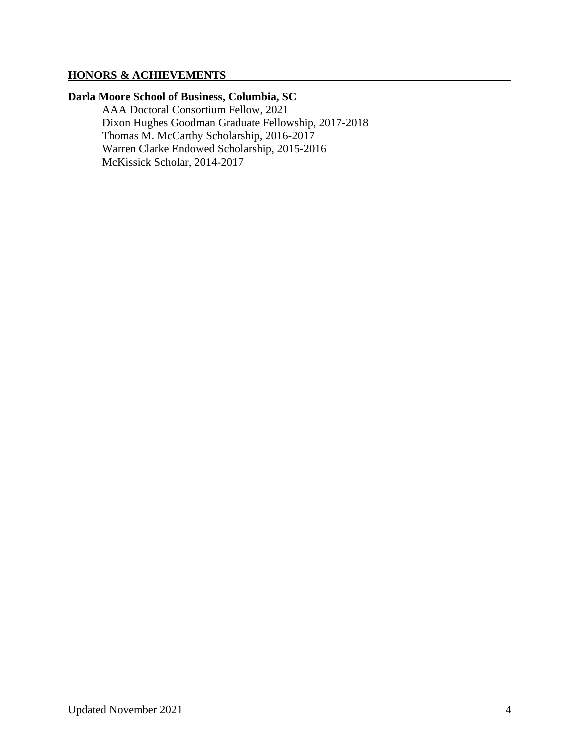## HONORS & ACHIEVEMENTS

**Darla Moore School of Business, Columbia, SC**

AAA Doctoral Consortium Fellow, 2021
Dixon Hughes Goodman Graduate Fellowship, 2017-2018
Thomas M. McCarthy Scholarship, 2016-2017
Warren Clarke Endowed Scholarship, 2015-2016
McKissick Scholar, 2014-2017